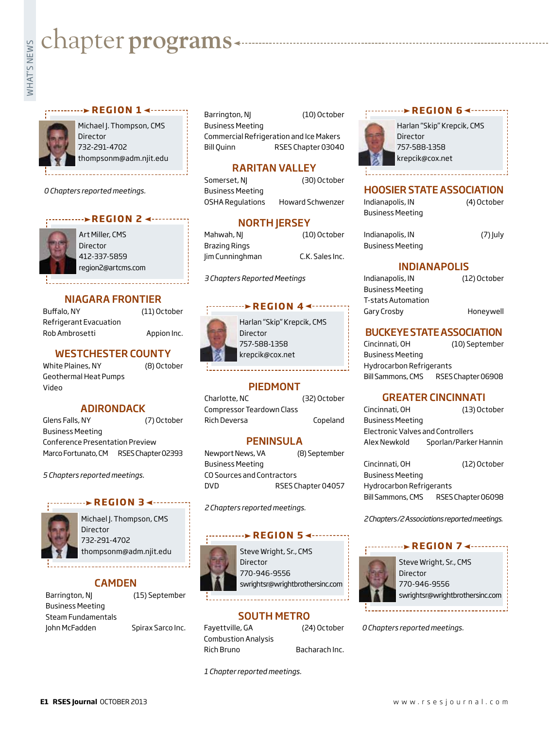# chapter programs

## REGION 1

Michael J. Thompson, CMS
Director
732-291-4702
thompsonm@adm.njit.edu

*0 Chapters reported meetings.*

## REGION 2

Art Miller, CMS
Director
412-337-5859
region2@artcms.com

### NIAGARA FRONTIER

Buffalo, NY (11) October
Refrigerant Evacuation
Rob Ambrosetti Appion Inc.

### WESTCHESTER COUNTY

White Plaines, NY (8) October
Geothermal Heat Pumps
Video

### ADIRONDACK

Glens Falls, NY (7) October
Business Meeting
Conference Presentation Preview
Marco Fortunato, CM RSES Chapter 02393

*5 Chapters reported meetings.*

## REGION 3

Michael J. Thompson, CMS
Director
732-291-4702
thompsonm@adm.njit.edu

### CAMDEN

Barrington, NJ (15) September
Business Meeting
Steam Fundamentals
John McFadden Spirax Sarco Inc.

Barrington, NJ (10) October
Business Meeting
Commercial Refrigeration and Ice Makers
Bill Quinn RSES Chapter 03040

### RARITAN VALLEY

Somerset, NJ (30) October
Business Meeting
OSHA Regulations Howard Schwenzer

### NORTH JERSEY

Mahwah, NJ (10) October
Brazing Rings
Jim Cunninghman C.K. Sales Inc.

*3 Chapters Reported Meetings*

## REGION 4

Harlan "Skip" Krepcik, CMS
Director
757-588-1358
krepcik@cox.net

### PIEDMONT

Charlotte, NC (32) October
Compressor Teardown Class
Rich Deversa Copeland

### PENINSULA

Newport News, VA (8) September
Business Meeting
CO Sources and Contractors
DVD RSES Chapter 04057

*2 Chapters reported meetings.*

## REGION 5

Steve Wright, Sr., CMS
Director
770-946-9556
swrightsr@wrightbrothersinc.com

### SOUTH METRO

Fayettville, GA (24) October
Combustion Analysis
Rich Bruno Bacharach Inc.

*1 Chapter reported meetings.*

## REGION 6

Harlan "Skip" Krepcik, CMS
Director
757-588-1358
krepcik@cox.net

### HOOSIER STATE ASSOCIATION

Indianapolis, IN (4) October
Business Meeting

Indianapolis, IN (7) July
Business Meeting

### INDIANAPOLIS

Indianapolis, IN (12) October
Business Meeting
T-stats Automation
Gary Crosby Honeywell

### BUCKEYE STATE ASSOCIATION

Cincinnati, OH (10) September
Business Meeting
Hydrocarbon Refrigerants
Bill Sammons, CMS RSES Chapter 06908

### GREATER CINCINNATI

Cincinnati, OH (13) October
Business Meeting
Electronic Valves and Controllers
Alex Newkold Sporlan/Parker Hannin

Cincinnati, OH (12) October
Business Meeting
Hydrocarbon Refrigerants
Bill Sammons, CMS RSES Chapter 06098

*2 Chapters/2 Associations reported meetings.*

## REGION 7

Steve Wright, Sr., CMS
Director
770-946-9556
swrightsr@wrightbrothersinc.com

*0 Chapters reported meetings.*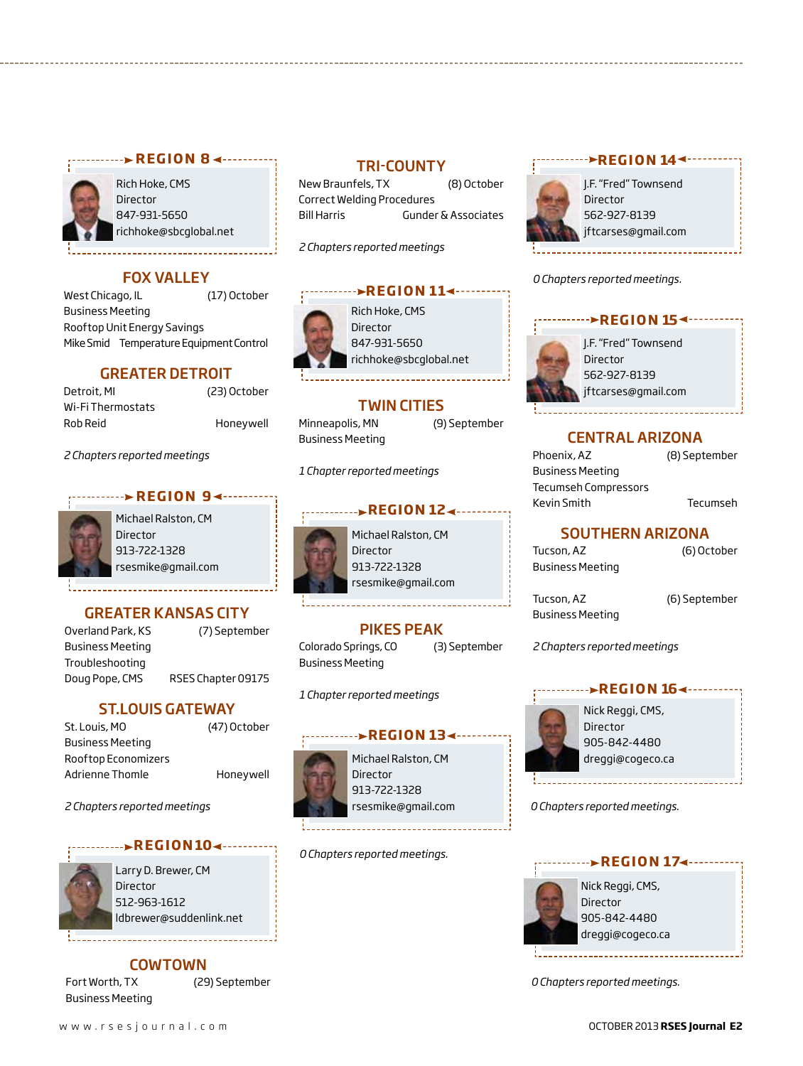## REGION 8

Rich Hoke, CMS
Director
847-931-5650
richhoke@sbcglobal.net

### FOX VALLEY

West Chicago, IL (17) October
Business Meeting
Rooftop Unit Energy Savings
Mike Smid Temperature Equipment Control

### GREATER DETROIT

Detroit, MI (23) October
Wi-Fi Thermostats
Rob Reid Honeywell

*2 Chapters reported meetings*

## REGION 9

Michael Ralston, CM
Director
913-722-1328
rsesmike@gmail.com

### GREATER KANSAS CITY

Overland Park, KS (7) September
Business Meeting
Troubleshooting
Doug Pope, CMS RSES Chapter 09175

### ST.LOUIS GATEWAY

St. Louis, MO (47) October
Business Meeting
Rooftop Economizers
Adrienne Thomle Honeywell

*2 Chapters reported meetings*

## REGION10

Larry D. Brewer, CM
Director
512-963-1612
ldbrewer@suddenlink.net

### COWTOWN

Fort Worth, TX (29) September
Business Meeting

### TRI-COUNTY

New Braunfels, TX (8) October
Correct Welding Procedures
Bill Harris Gunder & Associates

*2 Chapters reported meetings*

## REGION 11

Rich Hoke, CMS
Director
847-931-5650
richhoke@sbcglobal.net

### TWIN CITIES

Minneapolis, MN (9) September
Business Meeting

*1 Chapter reported meetings*

## REGION 12

Michael Ralston, CM
Director
913-722-1328
rsesmike@gmail.com

### PIKES PEAK

Colorado Springs, CO (3) September
Business Meeting

*1 Chapter reported meetings*

## REGION 13

Michael Ralston, CM
Director
913-722-1328
rsesmike@gmail.com

*0 Chapters reported meetings.*

## REGION 14

J.F. "Fred" Townsend
Director
562-927-8139
jftcarses@gmail.com

*0 Chapters reported meetings.*

## REGION 15

J.F. "Fred" Townsend
Director
562-927-8139
jftcarses@gmail.com

### CENTRAL ARIZONA

Phoenix, AZ (8) September
Business Meeting
Tecumseh Compressors
Kevin Smith Tecumseh

### SOUTHERN ARIZONA

Tucson, AZ (6) October
Business Meeting

Tucson, AZ (6) September
Business Meeting

*2 Chapters reported meetings*

## REGION 16

Nick Reggi, CMS,
Director
905-842-4480
dreggi@cogeco.ca

*0 Chapters reported meetings.*

## REGION 17

Nick Reggi, CMS,
Director
905-842-4480
dreggi@cogeco.ca

*0 Chapters reported meetings.*